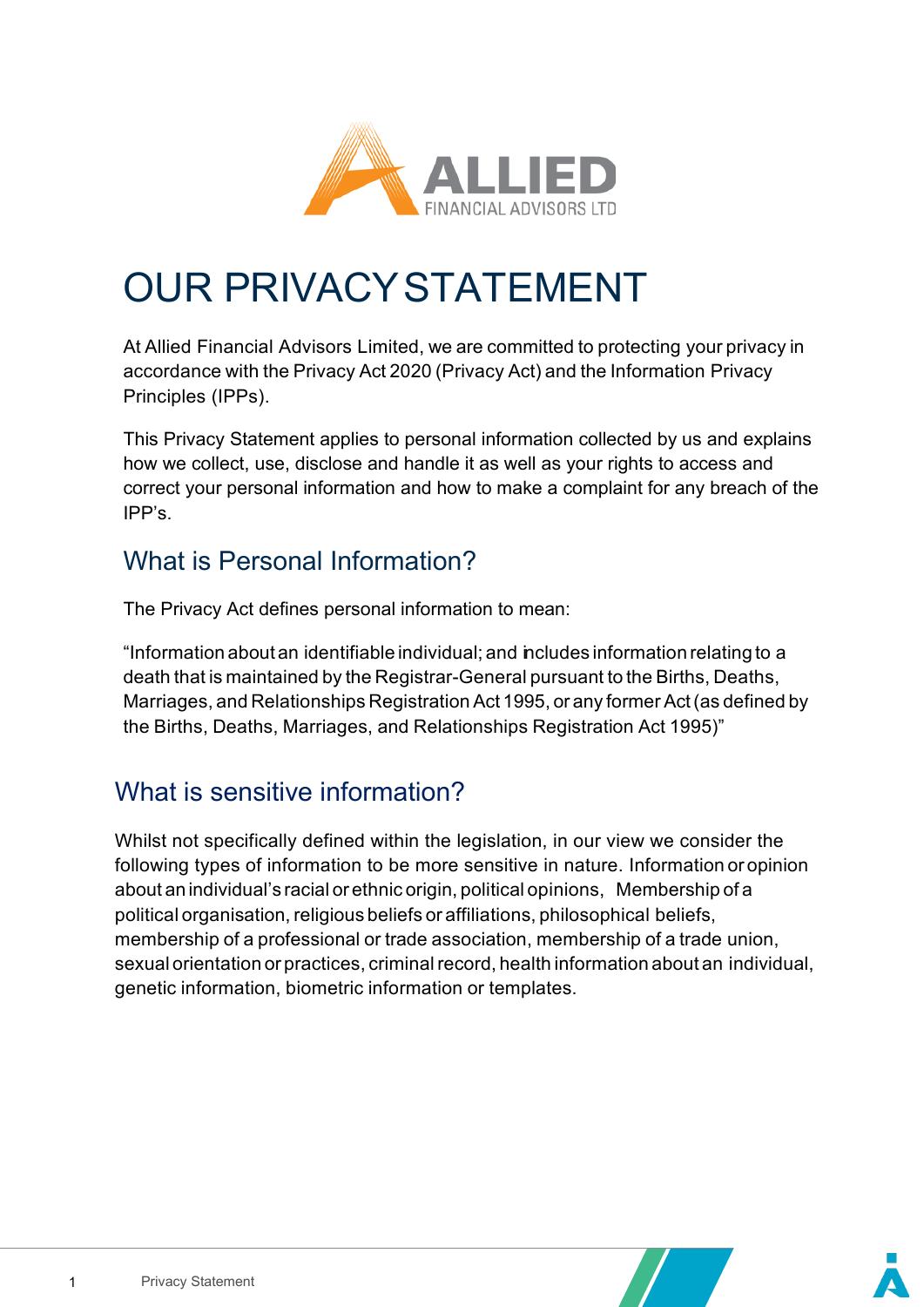# OUR PRIVACY STATEMENT

At Allied Financial Advisors Limited, we are committed to protecting your privacy in accordance with the Privacy Act 2020 (Privacy Act) and the Information Privacy Principles (IPPs).

This Privacy Statement applies to personal information collected by us and explains how we collect, use, disclose and handle it as well as your rights to access and correct your personal information and how to make a complaint for any breach of the IPP's.

## What is Personal Information?

The Privacy Act defines personal information to mean:

"Information about an identifiable individual; and includes information relating to a death that is maintained by the Registrar-General pursuant to the Births, Deaths, Marriages, and Relationships Registration Act 1995, or any former Act (as defined by the Births, Deaths, Marriages, and Relationships Registration Act 1995)"

## What is sensitive information?

Whilst not specifically defined within the legislation, in our view we consider the following types of information to be more sensitive in nature. Information or opinion about an individual's racial or ethnic origin, political opinions, Membership of a political organisation, religious beliefs or affiliations, philosophical beliefs, membership of a professional or trade association, membership of a trade union, sexual orientation or practices, criminal record, health information about an individual, genetic information, biometric information or templates.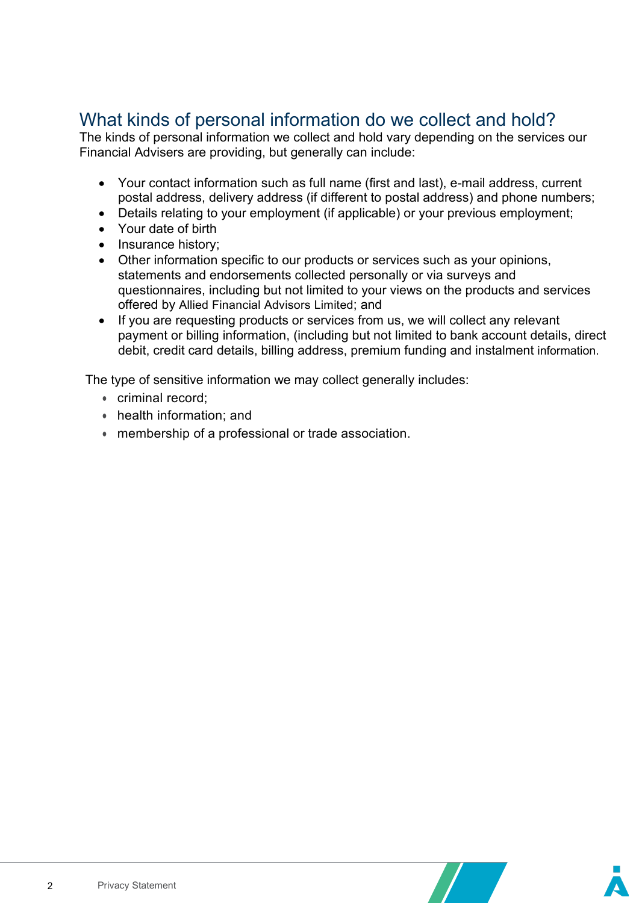## What kinds of personal information do we collect and hold?

The kinds of personal information we collect and hold vary depending on the services our Financial Advisers are providing, but generally can include:

- Your contact information such as full name (first and last), e-mail address, current postal address, delivery address (if different to postal address) and phone numbers;
- Details relating to your employment (if applicable) or your previous employment;
- Your date of birth
- Insurance history;
- Other information specific to our products or services such as your opinions, statements and endorsements collected personally or via surveys and questionnaires, including but not limited to your views on the products and services offered by Allied Financial Advisors Limited; and
- If you are requesting products or services from us, we will collect any relevant payment or billing information, (including but not limited to bank account details, direct debit, credit card details, billing address, premium funding and instalment information.

The type of sensitive information we may collect generally includes:

- criminal record;
- health information; and
- membership of a professional or trade association.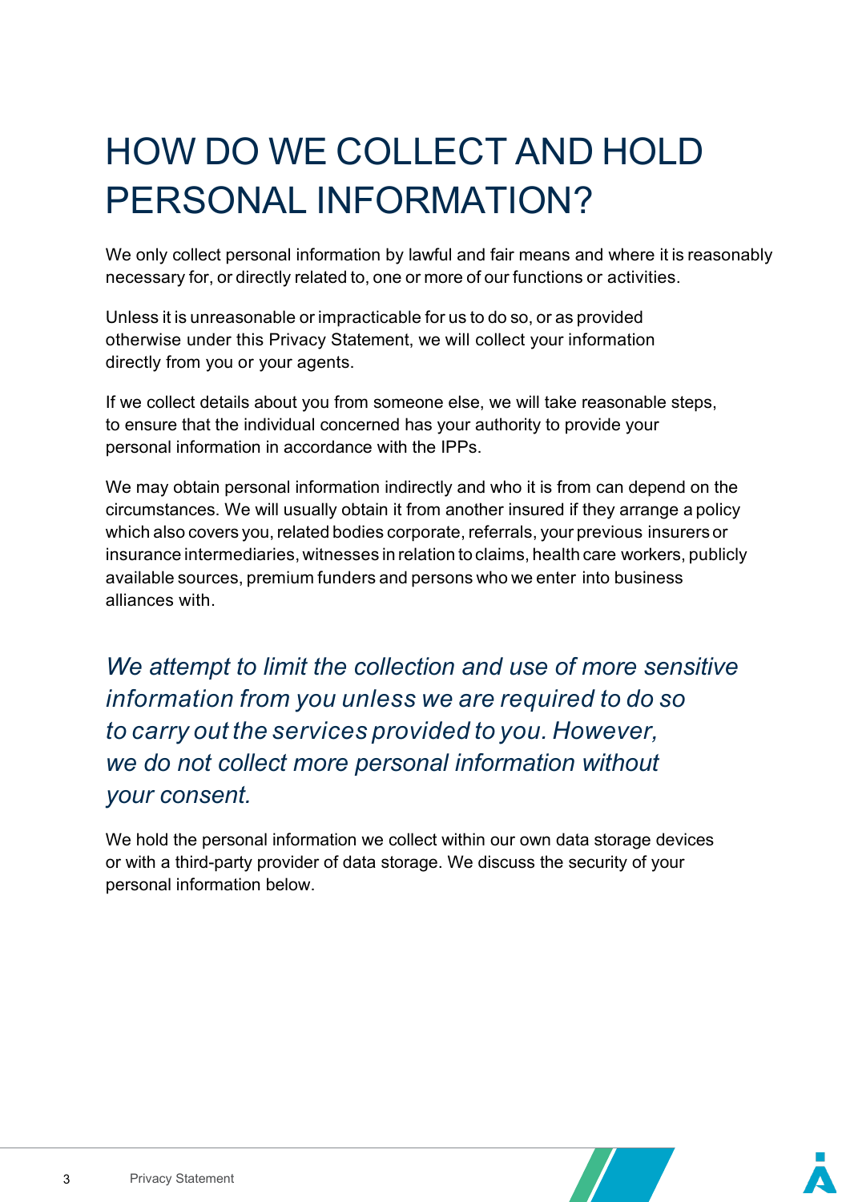# HOW DO WE COLLECT AND HOLD PERSONAL INFORMATION?

We only collect personal information by lawful and fair means and where it is reasonably necessary for, or directly related to, one or more of our functions or activities.

Unless it is unreasonable or impracticable for us to do so, or as provided otherwise under this Privacy Statement, we will collect your information directly from you or your agents.

If we collect details about you from someone else, we will take reasonable steps, to ensure that the individual concerned has your authority to provide your personal information in accordance with the IPPs.

We may obtain personal information indirectly and who it is from can depend on the circumstances. We will usually obtain it from another insured if they arrange a policy which also covers you, related bodies corporate, referrals, your previous insurers or insurance intermediaries, witnesses in relation to claims, health care workers, publicly available sources, premium funders and persons who we enter into business alliances with.

*We attempt to limit the collection and use of more sensitive information from you unless we are required to do so to carry out the services provided to you. However, we do not collect more personal information without your consent.*

We hold the personal information we collect within our own data storage devices or with a third-party provider of data storage. We discuss the security of your personal information below.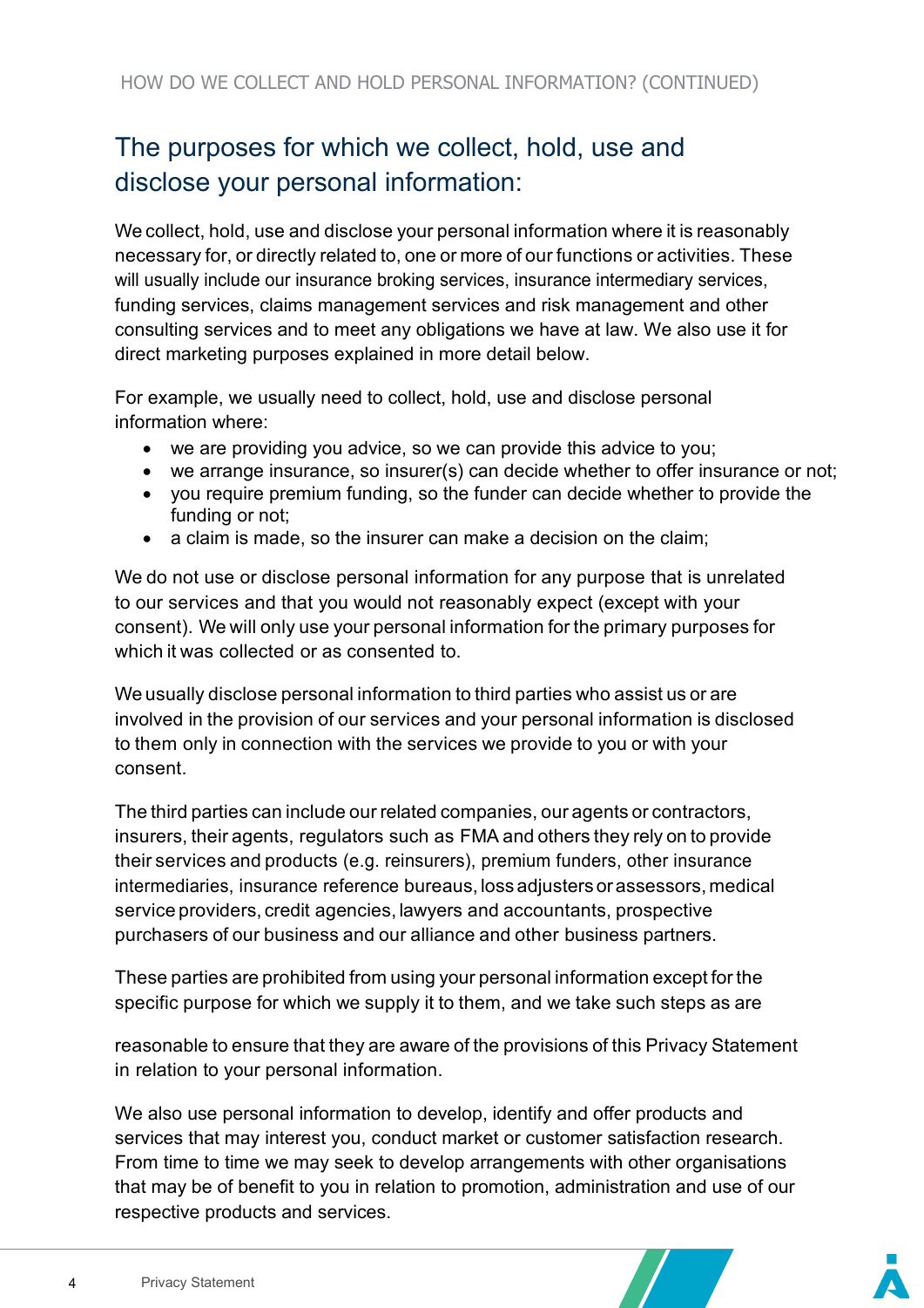## The purposes for which we collect, hold, use and disclose your personal information:

We collect, hold, use and disclose your personal information where it is reasonably necessary for, or directly related to, one or more of our functions or activities. These will usually include our insurance broking services, insurance intermediary services, funding services, claims management services and risk management and other consulting services and to meet any obligations we have at law. We also use it for direct marketing purposes explained in more detail below.

For example, we usually need to collect, hold, use and disclose personal information where:

- we are providing you advice, so we can provide this advice to you;
- we arrange insurance, so insurer(s) can decide whether to offer insurance or not;
- you require premium funding, so the funder can decide whether to provide the funding or not;
- a claim is made, so the insurer can make a decision on the claim;

We do not use or disclose personal information for any purpose that is unrelated to our services and that you would not reasonably expect (except with your consent). We will only use your personal information for the primary purposes for which it was collected or as consented to.

We usually disclose personal information to third parties who assist us or are involved in the provision of our services and your personal information is disclosed to them only in connection with the services we provide to you or with your consent.

The third parties can include our related companies, our agents or contractors, insurers, their agents, regulators such as FMA and others they rely on to provide their services and products (e.g. reinsurers), premium funders, other insurance intermediaries, insurance reference bureaus, loss adjusters or assessors, medical service providers, credit agencies, lawyers and accountants, prospective purchasers of our business and our alliance and other business partners.

These parties are prohibited from using your personal information except for the specific purpose for which we supply it to them, and we take such steps as are reasonable to ensure that they are aware of the provisions of this Privacy Statement in relation to your personal information.

We also use personal information to develop, identify and offer products and services that may interest you, conduct market or customer satisfaction research. From time to time we may seek to develop arrangements with other organisations that may be of benefit to you in relation to promotion, administration and use of our respective products and services.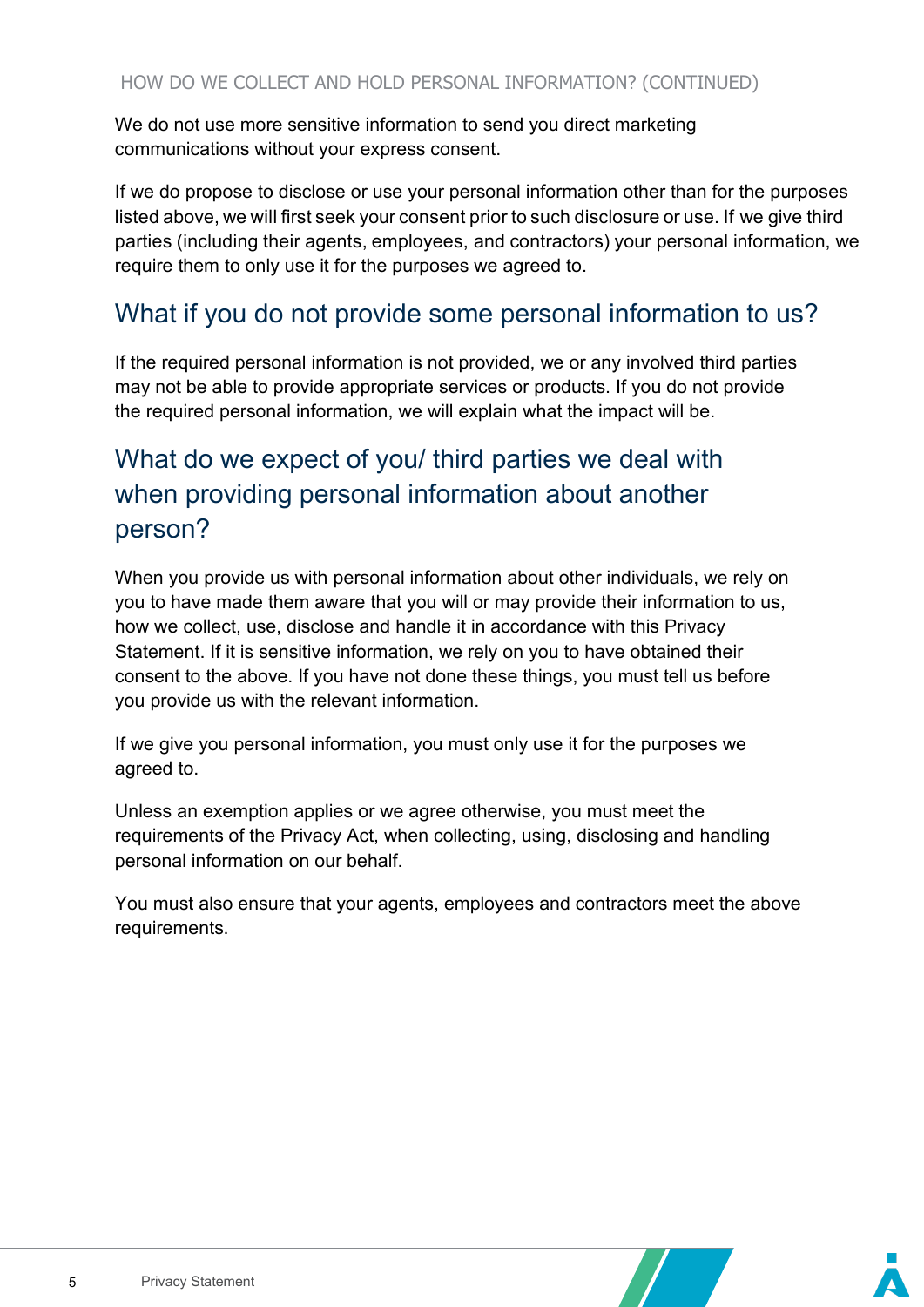HOW DO WE COLLECT AND HOLD PERSONAL INFORMATION? (CONTINUED)

We do not use more sensitive information to send you direct marketing communications without your express consent.

If we do propose to disclose or use your personal information other than for the purposes listed above, we will first seek your consent prior to such disclosure or use. If we give third parties (including their agents, employees, and contractors) your personal information, we require them to only use it for the purposes we agreed to.

## What if you do not provide some personal information to us?

If the required personal information is not provided, we or any involved third parties may not be able to provide appropriate services or products. If you do not provide the required personal information, we will explain what the impact will be.

## What do we expect of you/ third parties we deal with when providing personal information about another person?

When you provide us with personal information about other individuals, we rely on you to have made them aware that you will or may provide their information to us, how we collect, use, disclose and handle it in accordance with this Privacy Statement. If it is sensitive information, we rely on you to have obtained their consent to the above. If you have not done these things, you must tell us before you provide us with the relevant information.

If we give you personal information, you must only use it for the purposes we agreed to.

Unless an exemption applies or we agree otherwise, you must meet the requirements of the Privacy Act, when collecting, using, disclosing and handling personal information on our behalf.

You must also ensure that your agents, employees and contractors meet the above requirements.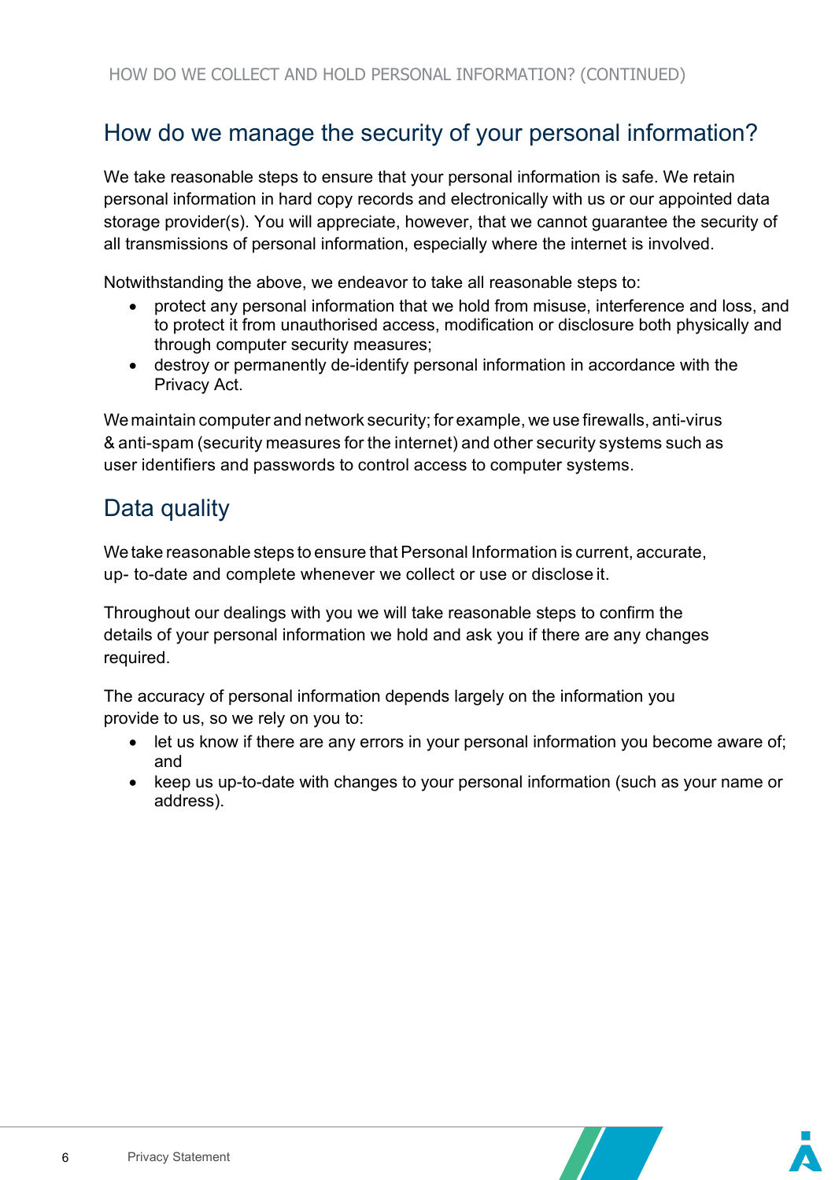## How do we manage the security of your personal information?

We take reasonable steps to ensure that your personal information is safe. We retain personal information in hard copy records and electronically with us or our appointed data storage provider(s). You will appreciate, however, that we cannot guarantee the security of all transmissions of personal information, especially where the internet is involved.

Notwithstanding the above, we endeavor to take all reasonable steps to:

- protect any personal information that we hold from misuse, interference and loss, and to protect it from unauthorised access, modification or disclosure both physically and through computer security measures;
- destroy or permanently de-identify personal information in accordance with the Privacy Act.

We maintain computer and network security; for example, we use firewalls, anti-virus & anti-spam (security measures for the internet) and other security systems such as user identifiers and passwords to control access to computer systems.

## Data quality

We take reasonable steps to ensure that Personal Information is current, accurate, up- to-date and complete whenever we collect or use or disclose it.

Throughout our dealings with you we will take reasonable steps to confirm the details of your personal information we hold and ask you if there are any changes required.

The accuracy of personal information depends largely on the information you provide to us, so we rely on you to:

- let us know if there are any errors in your personal information you become aware of; and
- keep us up-to-date with changes to your personal information (such as your name or address).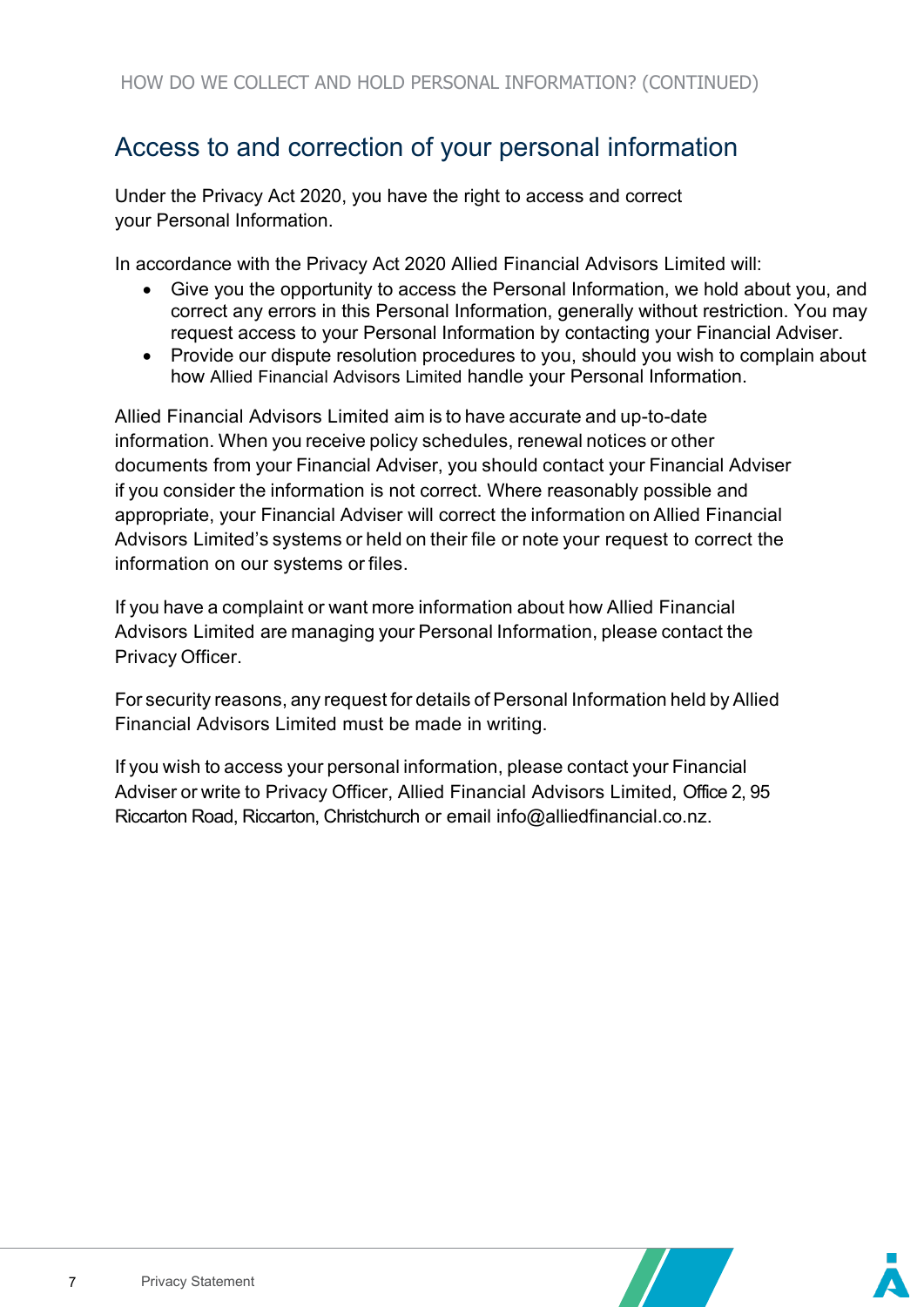HOW DO WE COLLECT AND HOLD PERSONAL INFORMATION? (CONTINUED)

## Access to and correction of your personal information

Under the Privacy Act 2020, you have the right to access and correct your Personal Information.

In accordance with the Privacy Act 2020 Allied Financial Advisors Limited will:

- Give you the opportunity to access the Personal Information, we hold about you, and correct any errors in this Personal Information, generally without restriction. You may request access to your Personal Information by contacting your Financial Adviser.
- Provide our dispute resolution procedures to you, should you wish to complain about how Allied Financial Advisors Limited handle your Personal Information.

Allied Financial Advisors Limited aim is to have accurate and up-to-date information. When you receive policy schedules, renewal notices or other documents from your Financial Adviser, you should contact your Financial Adviser if you consider the information is not correct. Where reasonably possible and appropriate, your Financial Adviser will correct the information on Allied Financial Advisors Limited's systems or held on their file or note your request to correct the information on our systems or files.

If you have a complaint or want more information about how Allied Financial Advisors Limited are managing your Personal Information, please contact the Privacy Officer.

For security reasons, any request for details of Personal Information held by Allied Financial Advisors Limited must be made in writing.

If you wish to access your personal information, please contact your Financial Adviser or write to Privacy Officer, Allied Financial Advisors Limited, Office 2, 95 Riccarton Road, Riccarton, Christchurch or email info@alliedfinancial.co.nz.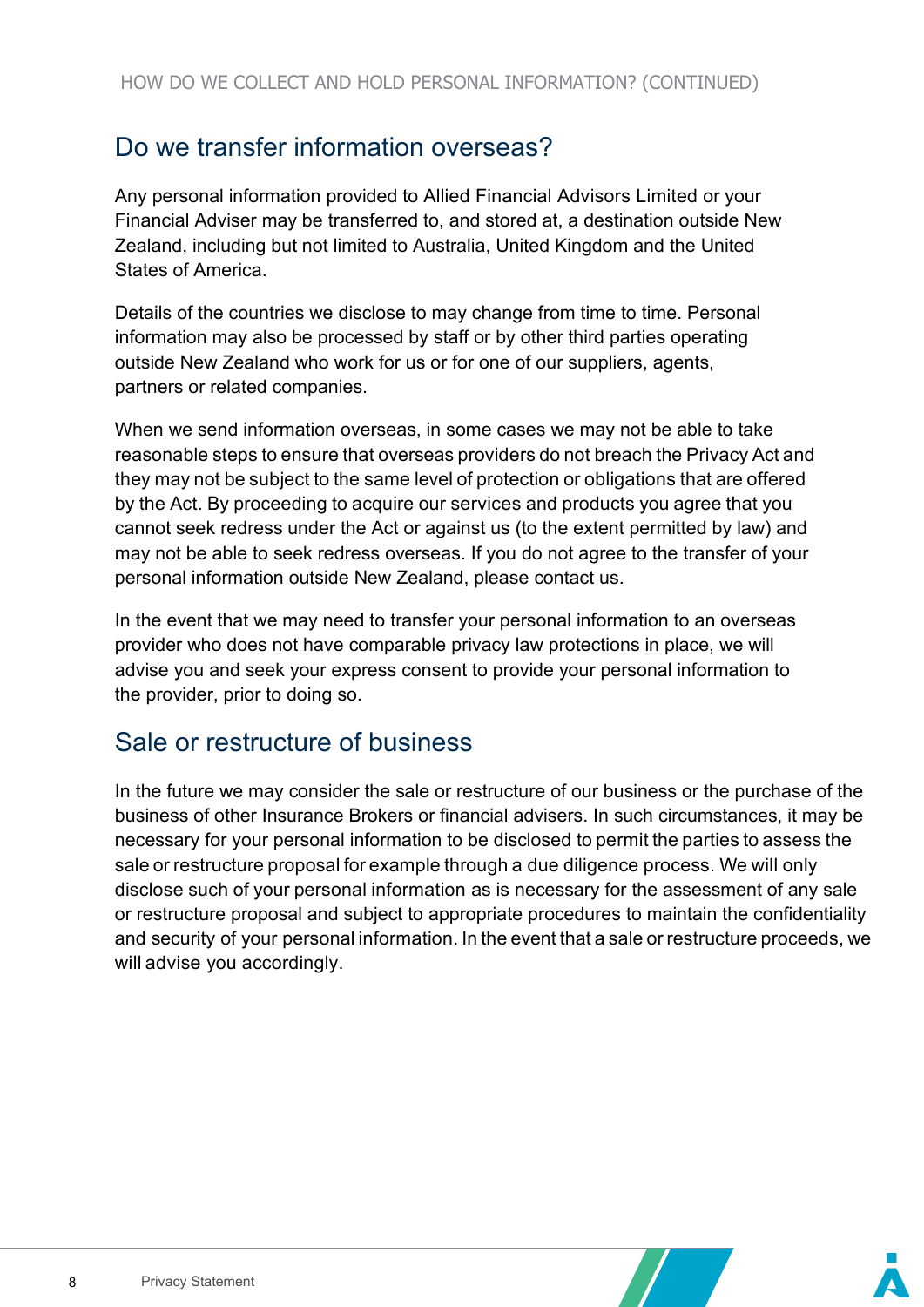## Do we transfer information overseas?

Any personal information provided to Allied Financial Advisors Limited or your Financial Adviser may be transferred to, and stored at, a destination outside New Zealand, including but not limited to Australia, United Kingdom and the United States of America.

Details of the countries we disclose to may change from time to time. Personal information may also be processed by staff or by other third parties operating outside New Zealand who work for us or for one of our suppliers, agents, partners or related companies.

When we send information overseas, in some cases we may not be able to take reasonable steps to ensure that overseas providers do not breach the Privacy Act and they may not be subject to the same level of protection or obligations that are offered by the Act. By proceeding to acquire our services and products you agree that you cannot seek redress under the Act or against us (to the extent permitted by law) and may not be able to seek redress overseas. If you do not agree to the transfer of your personal information outside New Zealand, please contact us.

In the event that we may need to transfer your personal information to an overseas provider who does not have comparable privacy law protections in place, we will advise you and seek your express consent to provide your personal information to the provider, prior to doing so.

## Sale or restructure of business

In the future we may consider the sale or restructure of our business or the purchase of the business of other Insurance Brokers or financial advisers. In such circumstances, it may be necessary for your personal information to be disclosed to permit the parties to assess the sale or restructure proposal for example through a due diligence process. We will only disclose such of your personal information as is necessary for the assessment of any sale or restructure proposal and subject to appropriate procedures to maintain the confidentiality and security of your personal information. In the event that a sale or restructure proceeds, we will advise you accordingly.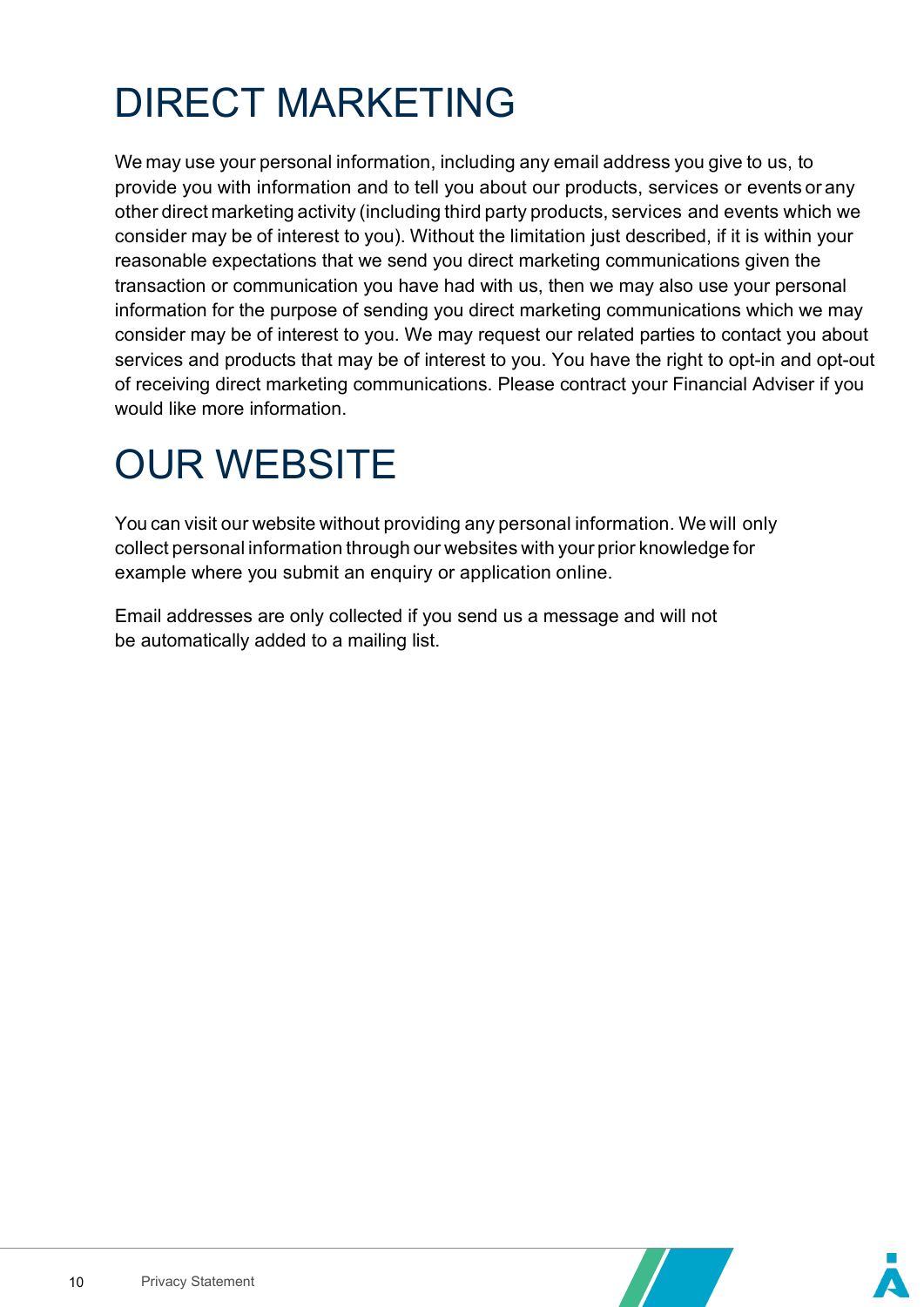# DIRECT MARKETING

We may use your personal information, including any email address you give to us, to provide you with information and to tell you about our products, services or events or any other direct marketing activity (including third party products, services and events which we consider may be of interest to you). Without the limitation just described, if it is within your reasonable expectations that we send you direct marketing communications given the transaction or communication you have had with us, then we may also use your personal information for the purpose of sending you direct marketing communications which we may consider may be of interest to you. We may request our related parties to contact you about services and products that may be of interest to you. You have the right to opt-in and opt-out of receiving direct marketing communications. Please contract your Financial Adviser if you would like more information.

# OUR WEBSITE

You can visit our website without providing any personal information. We will only collect personal information through our websites with your prior knowledge for example where you submit an enquiry or application online.

Email addresses are only collected if you send us a message and will not be automatically added to a mailing list.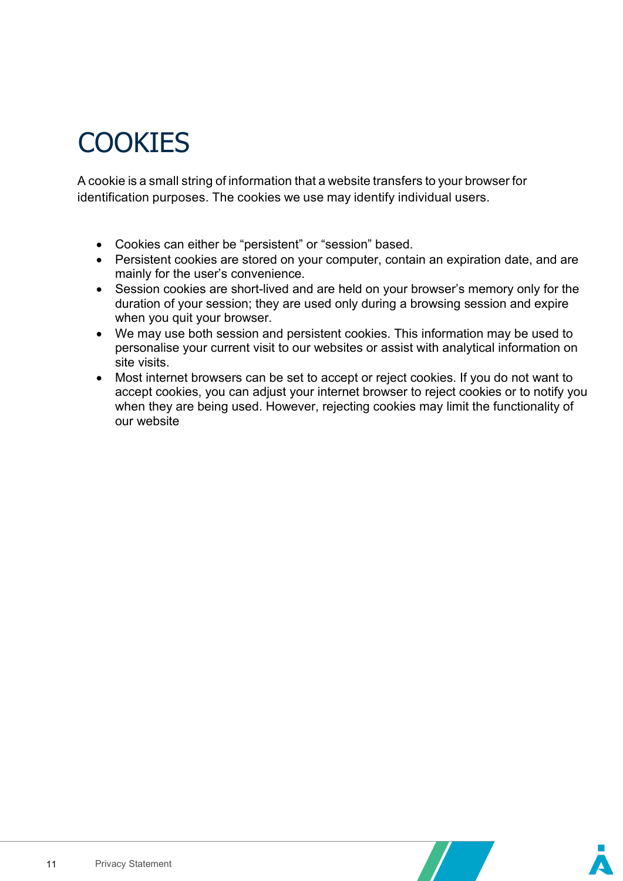# COOKIES

A cookie is a small string of information that a website transfers to your browser for identification purposes. The cookies we use may identify individual users.

- Cookies can either be "persistent" or "session" based.
- Persistent cookies are stored on your computer, contain an expiration date, and are mainly for the user's convenience.
- Session cookies are short-lived and are held on your browser's memory only for the duration of your session; they are used only during a browsing session and expire when you quit your browser.
- We may use both session and persistent cookies. This information may be used to personalise your current visit to our websites or assist with analytical information on site visits.
- Most internet browsers can be set to accept or reject cookies. If you do not want to accept cookies, you can adjust your internet browser to reject cookies or to notify you when they are being used. However, rejecting cookies may limit the functionality of our website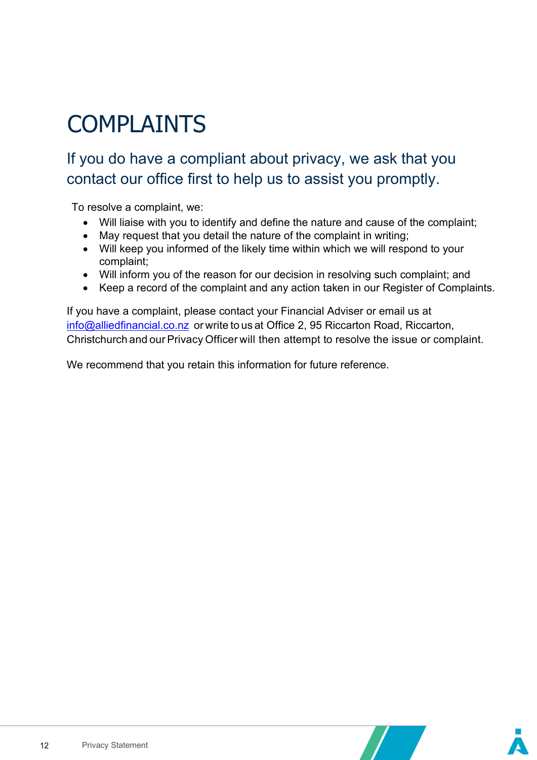# COMPLAINTS

## If you do have a compliant about privacy, we ask that you contact our office first to help us to assist you promptly.

To resolve a complaint, we:

- Will liaise with you to identify and define the nature and cause of the complaint;
- May request that you detail the nature of the complaint in writing;
- Will keep you informed of the likely time within which we will respond to your complaint;
- Will inform you of the reason for our decision in resolving such complaint; and
- Keep a record of the complaint and any action taken in our Register of Complaints.

If you have a complaint, please contact your Financial Adviser or email us at info@alliedfinancial.co.nz or write to us at Office 2, 95 Riccarton Road, Riccarton, Christchurch and our Privacy Officer will then attempt to resolve the issue or complaint.

We recommend that you retain this information for future reference.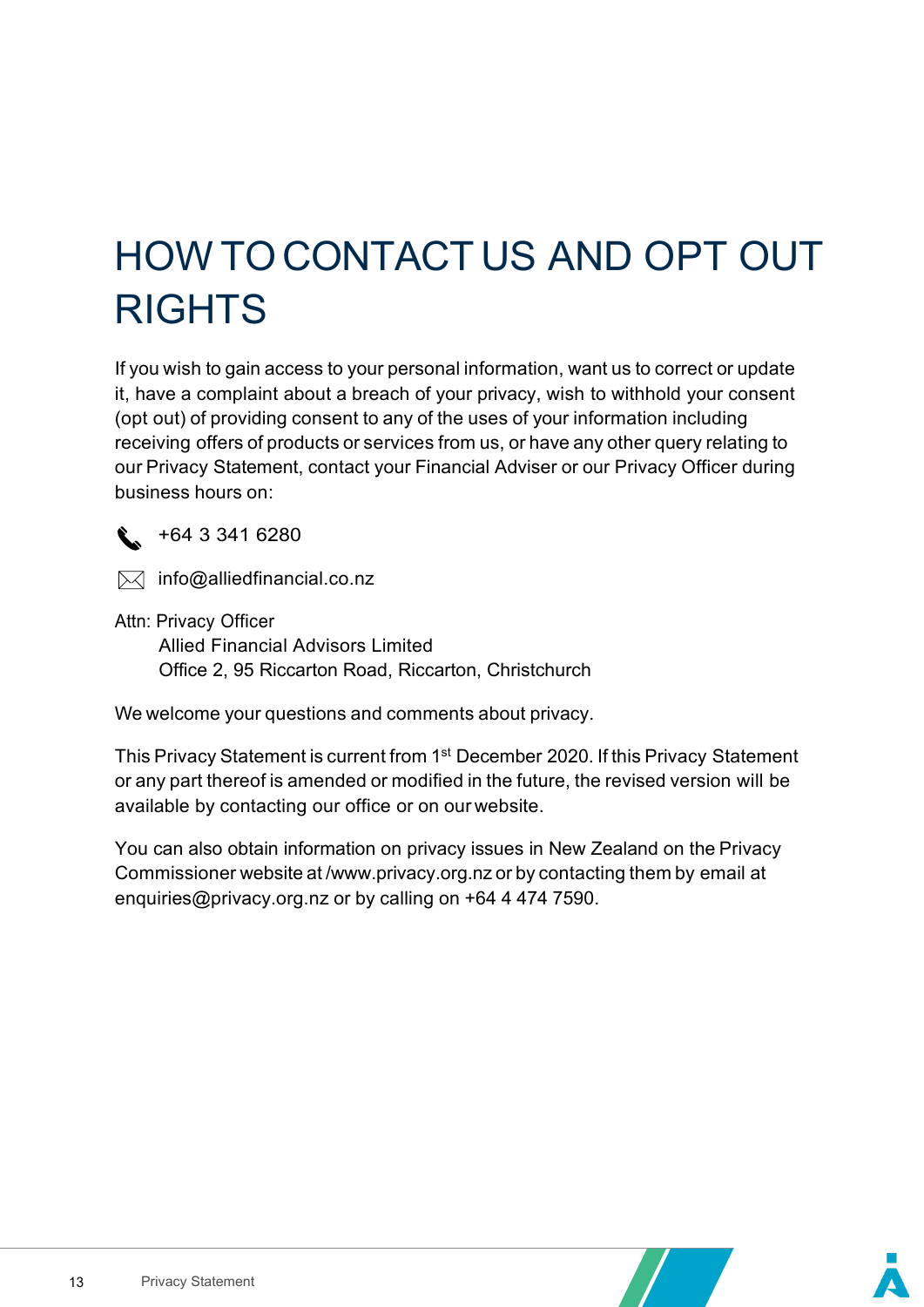# HOW TO CONTACT US AND OPT OUT RIGHTS

If you wish to gain access to your personal information, want us to correct or update it, have a complaint about a breach of your privacy, wish to withhold your consent (opt out) of providing consent to any of the uses of your information including receiving offers of products or services from us, or have any other query relating to our Privacy Statement, contact your Financial Adviser or our Privacy Officer during business hours on:

+64 3 341 6280

info@alliedfinancial.co.nz

Attn: Privacy Officer
Allied Financial Advisors Limited
Office 2, 95 Riccarton Road, Riccarton, Christchurch

We welcome your questions and comments about privacy.

This Privacy Statement is current from 1st December 2020. If this Privacy Statement or any part thereof is amended or modified in the future, the revised version will be available by contacting our office or on our website.

You can also obtain information on privacy issues in New Zealand on the Privacy Commissioner website at /www.privacy.org.nz or by contacting them by email at enquiries@privacy.org.nz or by calling on +64 4 474 7590.